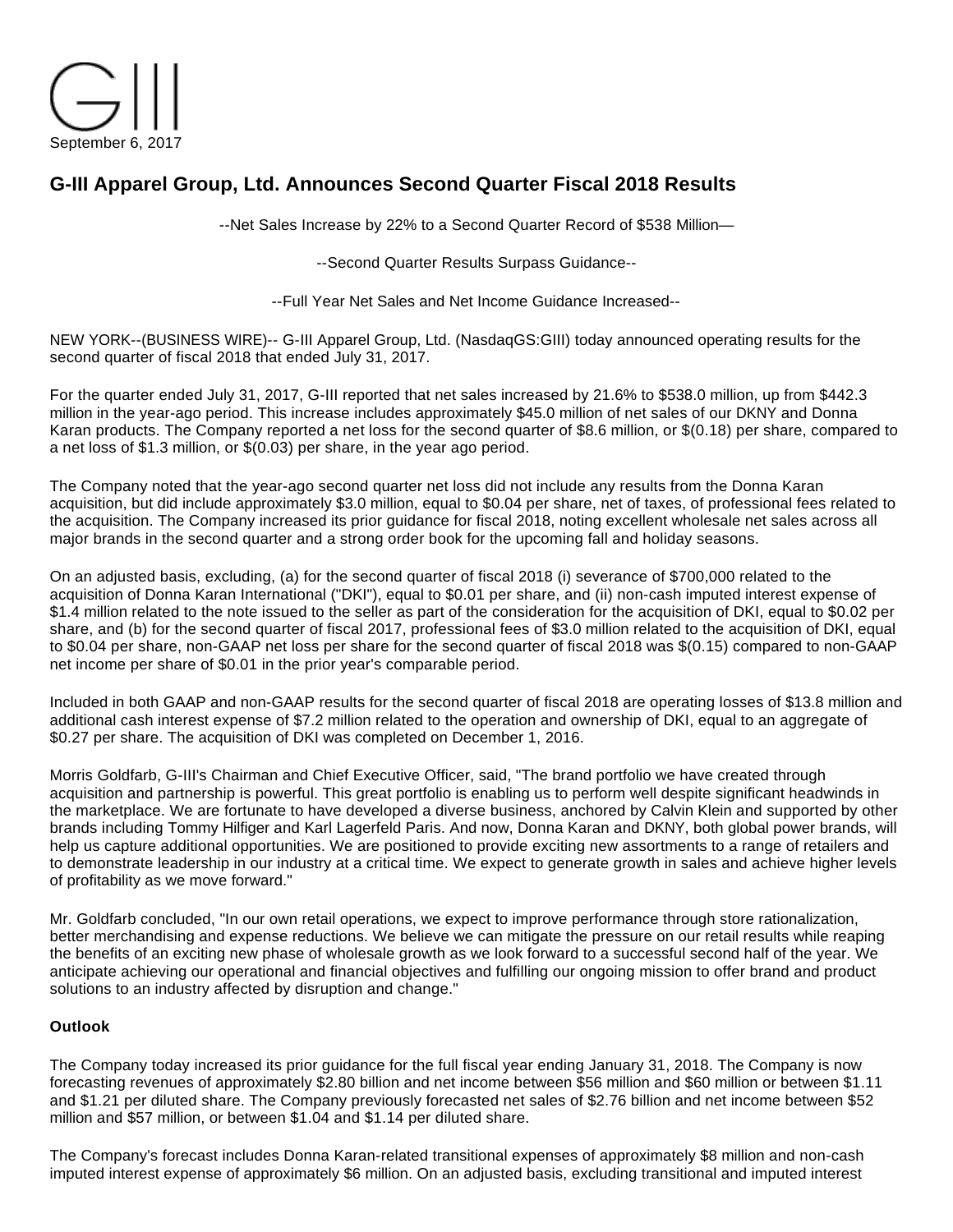September 6, 2017

# G-III Apparel Group, Ltd. Announces Second Quarter Fiscal 2018 Results

--Net Sales Increase by 22% to a Second Quarter Record of $538 Million—

--Second Quarter Results Surpass Guidance--

--Full Year Net Sales and Net Income Guidance Increased--

NEW YORK--(BUSINESS WIRE)-- G-III Apparel Group, Ltd. (NasdaqGS:GIII) today announced operating results for the second quarter of fiscal 2018 that ended July 31, 2017.

For the quarter ended July 31, 2017, G-III reported that net sales increased by 21.6% to $538.0 million, up from $442.3 million in the year-ago period. This increase includes approximately $45.0 million of net sales of our DKNY and Donna Karan products. The Company reported a net loss for the second quarter of $8.6 million, or $(0.18) per share, compared to a net loss of $1.3 million, or $(0.03) per share, in the year ago period.

The Company noted that the year-ago second quarter net loss did not include any results from the Donna Karan acquisition, but did include approximately $3.0 million, equal to $0.04 per share, net of taxes, of professional fees related to the acquisition. The Company increased its prior guidance for fiscal 2018, noting excellent wholesale net sales across all major brands in the second quarter and a strong order book for the upcoming fall and holiday seasons.

On an adjusted basis, excluding, (a) for the second quarter of fiscal 2018 (i) severance of $700,000 related to the acquisition of Donna Karan International ("DKI"), equal to $0.01 per share, and (ii) non-cash imputed interest expense of $1.4 million related to the note issued to the seller as part of the consideration for the acquisition of DKI, equal to $0.02 per share, and (b) for the second quarter of fiscal 2017, professional fees of $3.0 million related to the acquisition of DKI, equal to $0.04 per share, non-GAAP net loss per share for the second quarter of fiscal 2018 was $(0.15) compared to non-GAAP net income per share of $0.01 in the prior year's comparable period.

Included in both GAAP and non-GAAP results for the second quarter of fiscal 2018 are operating losses of $13.8 million and additional cash interest expense of $7.2 million related to the operation and ownership of DKI, equal to an aggregate of $0.27 per share. The acquisition of DKI was completed on December 1, 2016.

Morris Goldfarb, G-III's Chairman and Chief Executive Officer, said, "The brand portfolio we have created through acquisition and partnership is powerful. This great portfolio is enabling us to perform well despite significant headwinds in the marketplace. We are fortunate to have developed a diverse business, anchored by Calvin Klein and supported by other brands including Tommy Hilfiger and Karl Lagerfeld Paris. And now, Donna Karan and DKNY, both global power brands, will help us capture additional opportunities. We are positioned to provide exciting new assortments to a range of retailers and to demonstrate leadership in our industry at a critical time. We expect to generate growth in sales and achieve higher levels of profitability as we move forward."

Mr. Goldfarb concluded, "In our own retail operations, we expect to improve performance through store rationalization, better merchandising and expense reductions. We believe we can mitigate the pressure on our retail results while reaping the benefits of an exciting new phase of wholesale growth as we look forward to a successful second half of the year. We anticipate achieving our operational and financial objectives and fulfilling our ongoing mission to offer brand and product solutions to an industry affected by disruption and change."

**Outlook**

The Company today increased its prior guidance for the full fiscal year ending January 31, 2018. The Company is now forecasting revenues of approximately $2.80 billion and net income between $56 million and $60 million or between $1.11 and $1.21 per diluted share. The Company previously forecasted net sales of $2.76 billion and net income between $52 million and $57 million, or between $1.04 and $1.14 per diluted share.

The Company's forecast includes Donna Karan-related transitional expenses of approximately $8 million and non-cash imputed interest expense of approximately $6 million. On an adjusted basis, excluding transitional and imputed interest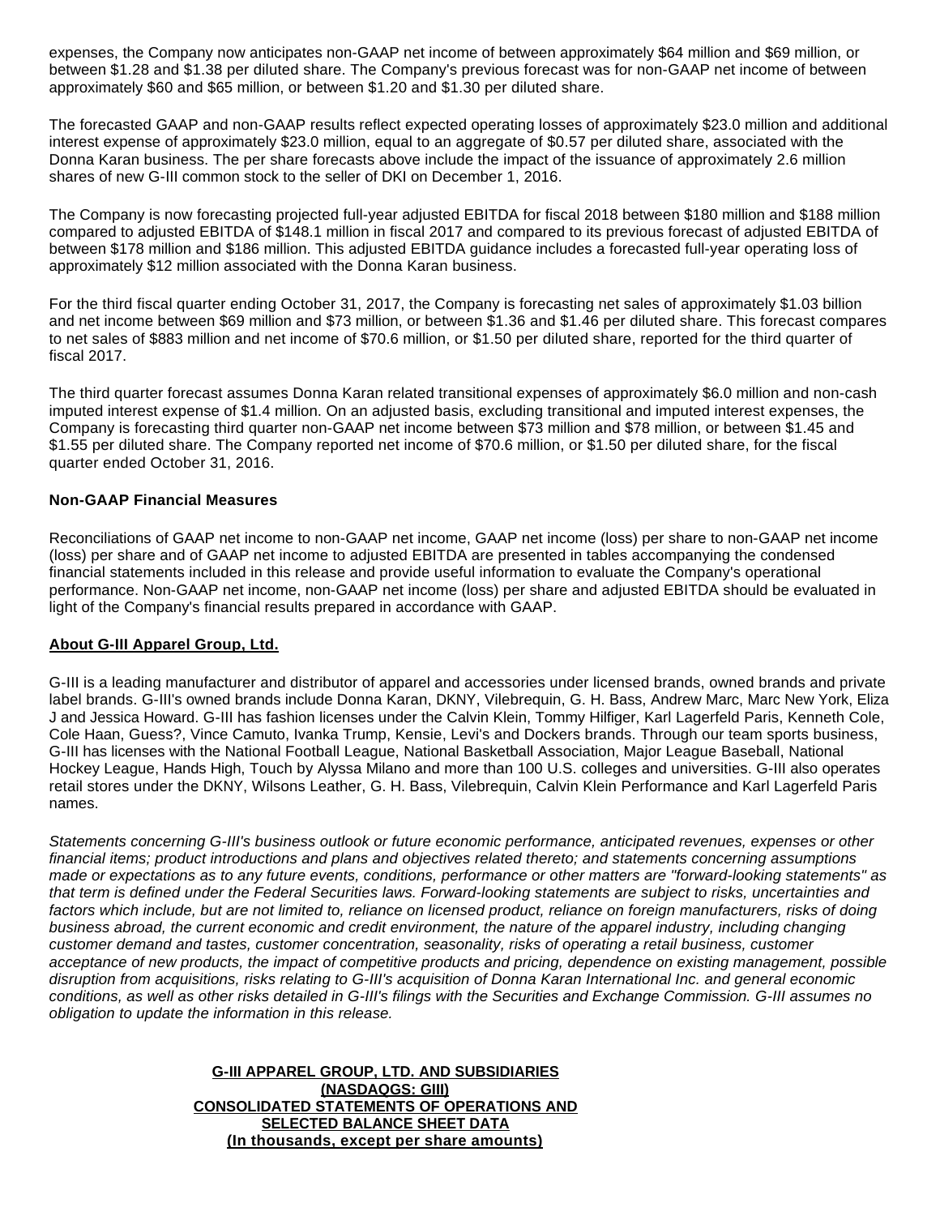expenses, the Company now anticipates non-GAAP net income of between approximately $64 million and $69 million, or between $1.28 and $1.38 per diluted share. The Company's previous forecast was for non-GAAP net income of between approximately $60 and $65 million, or between $1.20 and $1.30 per diluted share.

The forecasted GAAP and non-GAAP results reflect expected operating losses of approximately $23.0 million and additional interest expense of approximately $23.0 million, equal to an aggregate of $0.57 per diluted share, associated with the Donna Karan business. The per share forecasts above include the impact of the issuance of approximately 2.6 million shares of new G-III common stock to the seller of DKI on December 1, 2016.

The Company is now forecasting projected full-year adjusted EBITDA for fiscal 2018 between $180 million and $188 million compared to adjusted EBITDA of $148.1 million in fiscal 2017 and compared to its previous forecast of adjusted EBITDA of between $178 million and $186 million. This adjusted EBITDA guidance includes a forecasted full-year operating loss of approximately $12 million associated with the Donna Karan business.

For the third fiscal quarter ending October 31, 2017, the Company is forecasting net sales of approximately $1.03 billion and net income between $69 million and $73 million, or between $1.36 and $1.46 per diluted share. This forecast compares to net sales of $883 million and net income of $70.6 million, or $1.50 per diluted share, reported for the third quarter of fiscal 2017.

The third quarter forecast assumes Donna Karan related transitional expenses of approximately $6.0 million and non-cash imputed interest expense of $1.4 million. On an adjusted basis, excluding transitional and imputed interest expenses, the Company is forecasting third quarter non-GAAP net income between $73 million and $78 million, or between $1.45 and $1.55 per diluted share. The Company reported net income of $70.6 million, or $1.50 per diluted share, for the fiscal quarter ended October 31, 2016.

**Non-GAAP Financial Measures**

Reconciliations of GAAP net income to non-GAAP net income, GAAP net income (loss) per share to non-GAAP net income (loss) per share and of GAAP net income to adjusted EBITDA are presented in tables accompanying the condensed financial statements included in this release and provide useful information to evaluate the Company's operational performance. Non-GAAP net income, non-GAAP net income (loss) per share and adjusted EBITDA should be evaluated in light of the Company's financial results prepared in accordance with GAAP.

**About G-III Apparel Group, Ltd.**

G-III is a leading manufacturer and distributor of apparel and accessories under licensed brands, owned brands and private label brands. G-III's owned brands include Donna Karan, DKNY, Vilebrequin, G. H. Bass, Andrew Marc, Marc New York, Eliza J and Jessica Howard. G-III has fashion licenses under the Calvin Klein, Tommy Hilfiger, Karl Lagerfeld Paris, Kenneth Cole, Cole Haan, Guess?, Vince Camuto, Ivanka Trump, Kensie, Levi's and Dockers brands. Through our team sports business, G-III has licenses with the National Football League, National Basketball Association, Major League Baseball, National Hockey League, Hands High, Touch by Alyssa Milano and more than 100 U.S. colleges and universities. G-III also operates retail stores under the DKNY, Wilsons Leather, G. H. Bass, Vilebrequin, Calvin Klein Performance and Karl Lagerfeld Paris names.

*Statements concerning G-III's business outlook or future economic performance, anticipated revenues, expenses or other financial items; product introductions and plans and objectives related thereto; and statements concerning assumptions made or expectations as to any future events, conditions, performance or other matters are "forward-looking statements" as that term is defined under the Federal Securities laws. Forward-looking statements are subject to risks, uncertainties and factors which include, but are not limited to, reliance on licensed product, reliance on foreign manufacturers, risks of doing business abroad, the current economic and credit environment, the nature of the apparel industry, including changing customer demand and tastes, customer concentration, seasonality, risks of operating a retail business, customer acceptance of new products, the impact of competitive products and pricing, dependence on existing management, possible disruption from acquisitions, risks relating to G-III's acquisition of Donna Karan International Inc. and general economic conditions, as well as other risks detailed in G-III's filings with the Securities and Exchange Commission. G-III assumes no obligation to update the information in this release.*

**G-III APPAREL GROUP, LTD. AND SUBSIDIARIES**
**(NASDAQGS: GIII)**
**CONSOLIDATED STATEMENTS OF OPERATIONS AND SELECTED BALANCE SHEET DATA**
**(In thousands, except per share amounts)**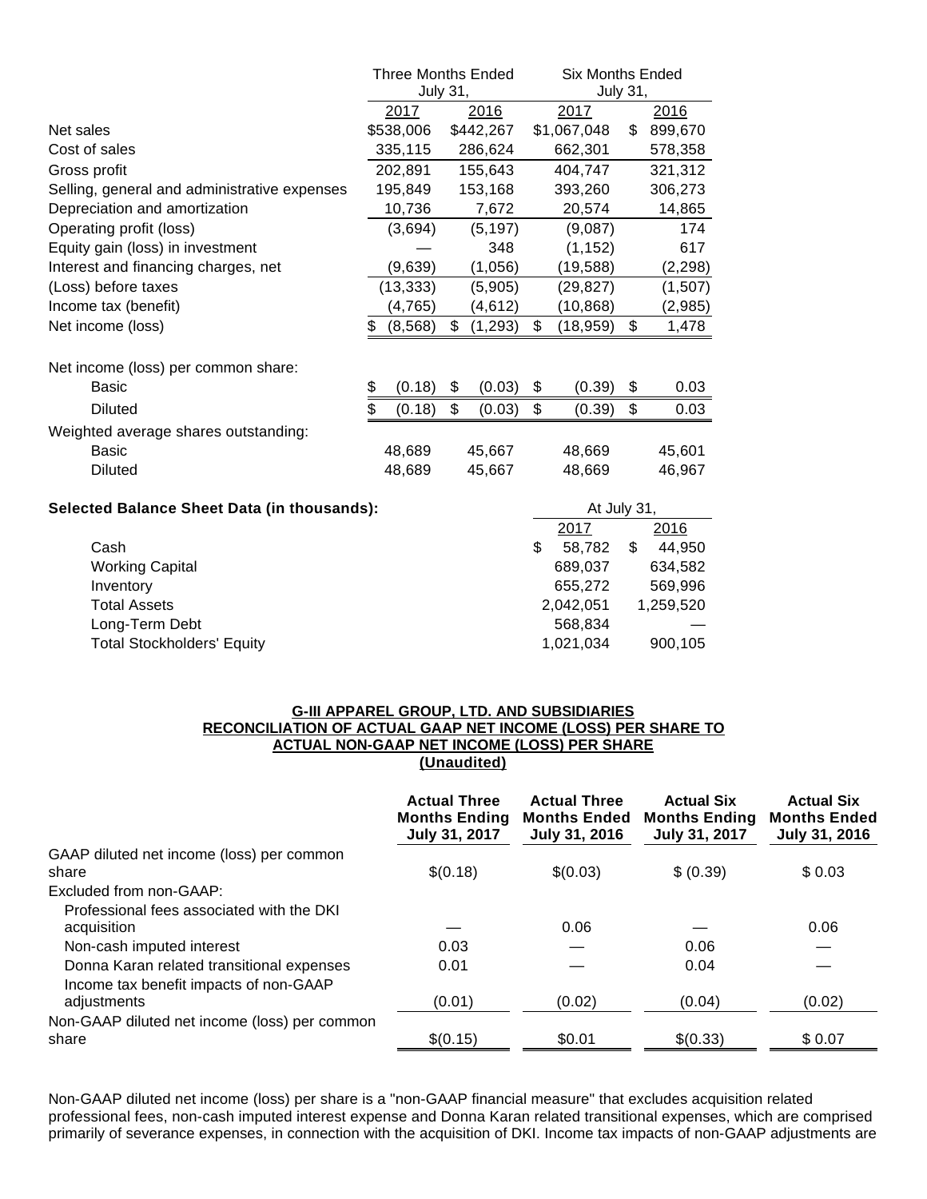| | Three Months Ended July 31, | | Six Months Ended July 31, | |
|---|---|---|---|---|
| | 2017 | 2016 | 2017 | 2016 |
| Net sales | $538,006 | $442,267 | $1,067,048 | $ 899,670 |
| Cost of sales | 335,115 | 286,624 | 662,301 | 578,358 |
| Gross profit | 202,891 | 155,643 | 404,747 | 321,312 |
| Selling, general and administrative expenses | 195,849 | 153,168 | 393,260 | 306,273 |
| Depreciation and amortization | 10,736 | 7,672 | 20,574 | 14,865 |
| Operating profit (loss) | (3,694) | (5,197) | (9,087) | 174 |
| Equity gain (loss) in investment | — | 348 | (1,152) | 617 |
| Interest and financing charges, net | (9,639) | (1,056) | (19,588) | (2,298) |
| (Loss) before taxes | (13,333) | (5,905) | (29,827) | (1,507) |
| Income tax (benefit) | (4,765) | (4,612) | (10,868) | (2,985) |
| Net income (loss) | $ (8,568) | $ (1,293) | $ (18,959) | $ 1,478 |
| | | | | |
| Net income (loss) per common share: | | | | |
| Basic | $ (0.18) | $ (0.03) | $ (0.39) | $ 0.03 |
| Diluted | $ (0.18) | $ (0.03) | $ (0.39) | $ 0.03 |
| Weighted average shares outstanding: | | | | |
| Basic | 48,689 | 45,667 | 48,669 | 45,601 |
| Diluted | 48,689 | 45,667 | 48,669 | 46,967 |

**Selected Balance Sheet Data (in thousands):**

| | At July 31, | |
|---|---|---|
| | 2017 | 2016 |
| Cash | $ 58,782 | $ 44,950 |
| Working Capital | 689,037 | 634,582 |
| Inventory | 655,272 | 569,996 |
| Total Assets | 2,042,051 | 1,259,520 |
| Long-Term Debt | 568,834 | — |
| Total Stockholders' Equity | 1,021,034 | 900,105 |

**G-III APPAREL GROUP, LTD. AND SUBSIDIARIES**
**RECONCILIATION OF ACTUAL GAAP NET INCOME (LOSS) PER SHARE TO ACTUAL NON-GAAP NET INCOME (LOSS) PER SHARE**
**(Unaudited)**

| | Actual Three Months Ending July 31, 2017 | Actual Three Months Ended July 31, 2016 | Actual Six Months Ending July 31, 2017 | Actual Six Months Ended July 31, 2016 |
|---|---|---|---|---|
| GAAP diluted net income (loss) per common share | $(0.18) | $(0.03) | $ (0.39) | $ 0.03 |
| Excluded from non-GAAP: | | | | |
| Professional fees associated with the DKI acquisition | — | 0.06 | — | 0.06 |
| Non-cash imputed interest | 0.03 | — | 0.06 | — |
| Donna Karan related transitional expenses | 0.01 | — | 0.04 | — |
| Income tax benefit impacts of non-GAAP adjustments | (0.01) | (0.02) | (0.04) | (0.02) |
| Non-GAAP diluted net income (loss) per common share | $(0.15) | $0.01 | $(0.33) | $ 0.07 |

Non-GAAP diluted net income (loss) per share is a "non-GAAP financial measure" that excludes acquisition related professional fees, non-cash imputed interest expense and Donna Karan related transitional expenses, which are comprised primarily of severance expenses, in connection with the acquisition of DKI. Income tax impacts of non-GAAP adjustments are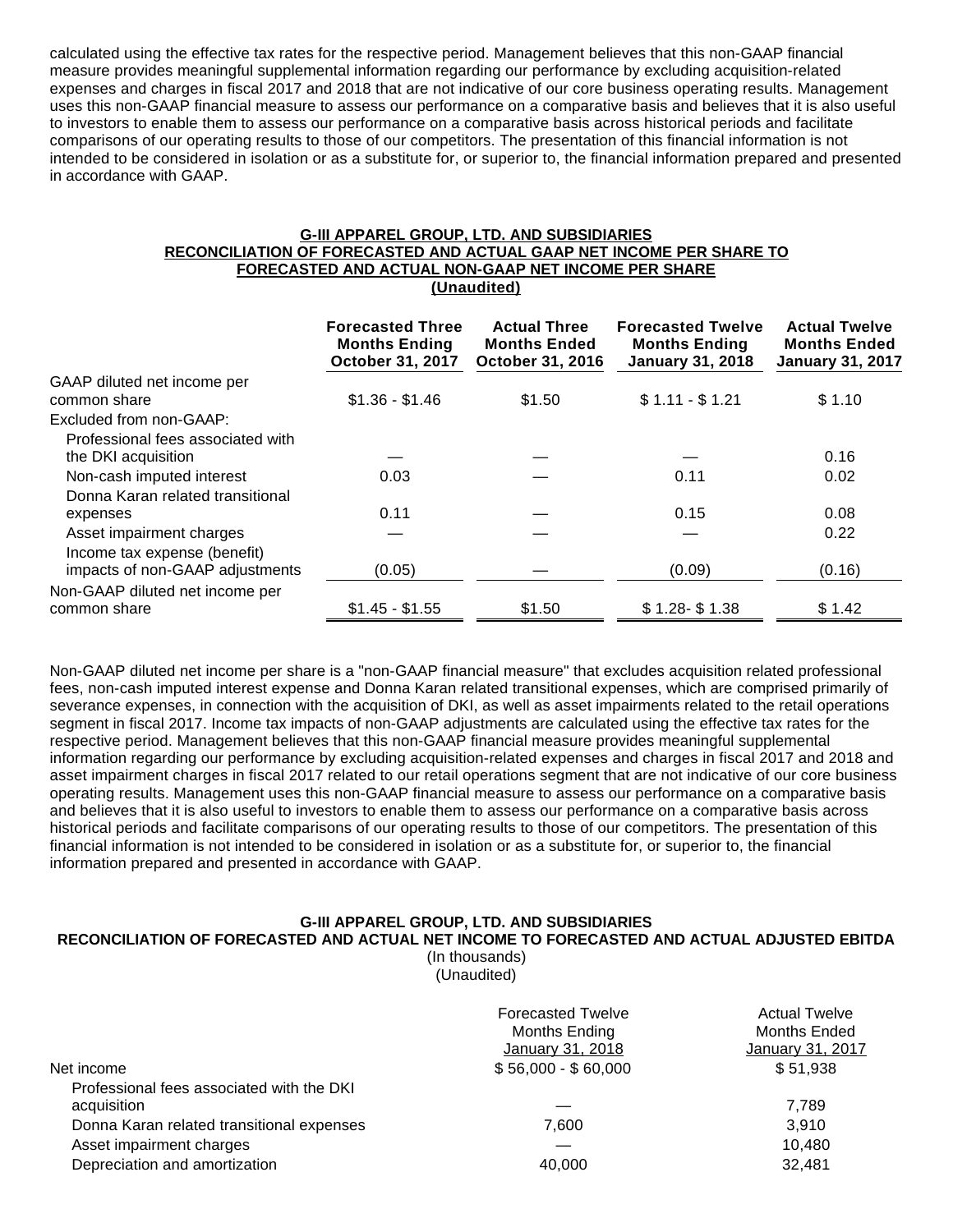calculated using the effective tax rates for the respective period. Management believes that this non-GAAP financial measure provides meaningful supplemental information regarding our performance by excluding acquisition-related expenses and charges in fiscal 2017 and 2018 that are not indicative of our core business operating results. Management uses this non-GAAP financial measure to assess our performance on a comparative basis and believes that it is also useful to investors to enable them to assess our performance on a comparative basis across historical periods and facilitate comparisons of our operating results to those of our competitors. The presentation of this financial information is not intended to be considered in isolation or as a substitute for, or superior to, the financial information prepared and presented in accordance with GAAP.

**G-III APPAREL GROUP, LTD. AND SUBSIDIARIES**
**RECONCILIATION OF FORECASTED AND ACTUAL GAAP NET INCOME PER SHARE TO FORECASTED AND ACTUAL NON-GAAP NET INCOME PER SHARE**
**(Unaudited)**

| | Forecasted Three Months Ending October 31, 2017 | Actual Three Months Ended October 31, 2016 | Forecasted Twelve Months Ending January 31, 2018 | Actual Twelve Months Ended January 31, 2017 |
|---|---|---|---|---|
| GAAP diluted net income per common share | $1.36 - $1.46 | $1.50 | $ 1.11 - $ 1.21 | $ 1.10 |
| Excluded from non-GAAP: | | | | |
| Professional fees associated with the DKI acquisition | — | — | — | 0.16 |
| Non-cash imputed interest | 0.03 | — | 0.11 | 0.02 |
| Donna Karan related transitional expenses | 0.11 | — | 0.15 | 0.08 |
| Asset impairment charges | — | — | — | 0.22 |
| Income tax expense (benefit) impacts of non-GAAP adjustments | (0.05) | — | (0.09) | (0.16) |
| Non-GAAP diluted net income per common share | $1.45 - $1.55 | $1.50 | $ 1.28- $ 1.38 | $ 1.42 |

Non-GAAP diluted net income per share is a "non-GAAP financial measure" that excludes acquisition related professional fees, non-cash imputed interest expense and Donna Karan related transitional expenses, which are comprised primarily of severance expenses, in connection with the acquisition of DKI, as well as asset impairments related to the retail operations segment in fiscal 2017. Income tax impacts of non-GAAP adjustments are calculated using the effective tax rates for the respective period. Management believes that this non-GAAP financial measure provides meaningful supplemental information regarding our performance by excluding acquisition-related expenses and charges in fiscal 2017 and 2018 and asset impairment charges in fiscal 2017 related to our retail operations segment that are not indicative of our core business operating results. Management uses this non-GAAP financial measure to assess our performance on a comparative basis and believes that it is also useful to investors to enable them to assess our performance on a comparative basis across historical periods and facilitate comparisons of our operating results to those of our competitors. The presentation of this financial information is not intended to be considered in isolation or as a substitute for, or superior to, the financial information prepared and presented in accordance with GAAP.

**G-III APPAREL GROUP, LTD. AND SUBSIDIARIES**
**RECONCILIATION OF FORECASTED AND ACTUAL NET INCOME TO FORECASTED AND ACTUAL ADJUSTED EBITDA**
(In thousands)
(Unaudited)

| | Forecasted Twelve Months Ending January 31, 2018 | Actual Twelve Months Ended January 31, 2017 |
|---|---|---|
| Net income | $ 56,000 - $ 60,000 | $ 51,938 |
| Professional fees associated with the DKI acquisition | — | 7,789 |
| Donna Karan related transitional expenses | 7,600 | 3,910 |
| Asset impairment charges | — | 10,480 |
| Depreciation and amortization | 40,000 | 32,481 |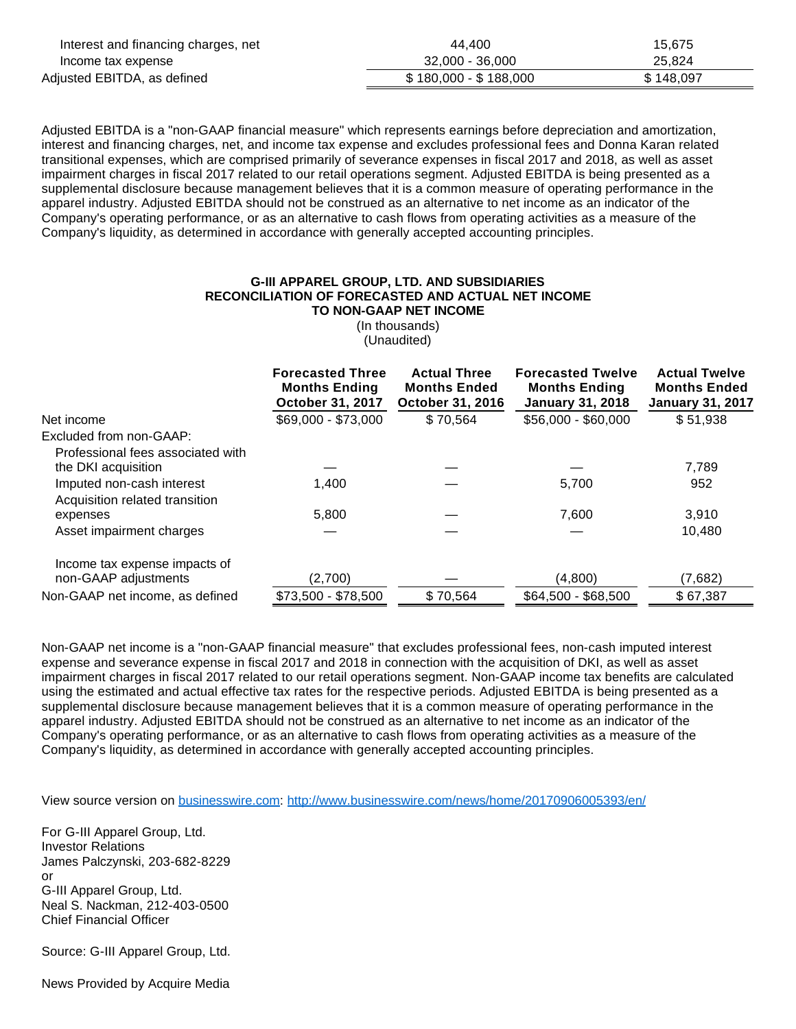| | | |
|---|---|---|
| Interest and financing charges, net | 44,400 | 15,675 |
| Income tax expense | 32,000 - 36,000 | 25,824 |
| Adjusted EBITDA, as defined | $ 180,000 - $ 188,000 | $ 148,097 |

Adjusted EBITDA is a "non-GAAP financial measure" which represents earnings before depreciation and amortization, interest and financing charges, net, and income tax expense and excludes professional fees and Donna Karan related transitional expenses, which are comprised primarily of severance expenses in fiscal 2017 and 2018, as well as asset impairment charges in fiscal 2017 related to our retail operations segment. Adjusted EBITDA is being presented as a supplemental disclosure because management believes that it is a common measure of operating performance in the apparel industry. Adjusted EBITDA should not be construed as an alternative to net income as an indicator of the Company's operating performance, or as an alternative to cash flows from operating activities as a measure of the Company's liquidity, as determined in accordance with generally accepted accounting principles.

**G-III APPAREL GROUP, LTD. AND SUBSIDIARIES**
**RECONCILIATION OF FORECASTED AND ACTUAL NET INCOME TO NON-GAAP NET INCOME**
(In thousands)
(Unaudited)

| | Forecasted Three Months Ending October 31, 2017 | Actual Three Months Ended October 31, 2016 | Forecasted Twelve Months Ending January 31, 2018 | Actual Twelve Months Ended January 31, 2017 |
|---|---|---|---|---|
| Net income | $69,000 - $73,000 | $ 70,564 | $56,000 - $60,000 | $ 51,938 |
| Excluded from non-GAAP: | | | | |
| Professional fees associated with the DKI acquisition | — | — | — | 7,789 |
| Imputed non-cash interest | 1,400 | — | 5,700 | 952 |
| Acquisition related transition expenses | 5,800 | — | 7,600 | 3,910 |
| Asset impairment charges | — | — | — | 10,480 |
| Income tax expense impacts of non-GAAP adjustments | (2,700) | — | (4,800) | (7,682) |
| Non-GAAP net income, as defined | $73,500 - $78,500 | $ 70,564 | $64,500 - $68,500 | $ 67,387 |

Non-GAAP net income is a "non-GAAP financial measure" that excludes professional fees, non-cash imputed interest expense and severance expense in fiscal 2017 and 2018 in connection with the acquisition of DKI, as well as asset impairment charges in fiscal 2017 related to our retail operations segment. Non-GAAP income tax benefits are calculated using the estimated and actual effective tax rates for the respective periods. Adjusted EBITDA is being presented as a supplemental disclosure because management believes that it is a common measure of operating performance in the apparel industry. Adjusted EBITDA should not be construed as an alternative to net income as an indicator of the Company's operating performance, or as an alternative to cash flows from operating activities as a measure of the Company's liquidity, as determined in accordance with generally accepted accounting principles.

View source version on businesswire.com: http://www.businesswire.com/news/home/20170906005393/en/

For G-III Apparel Group, Ltd.
Investor Relations
James Palczynski, 203-682-8229
or
G-III Apparel Group, Ltd.
Neal S. Nackman, 212-403-0500
Chief Financial Officer

Source: G-III Apparel Group, Ltd.

News Provided by Acquire Media